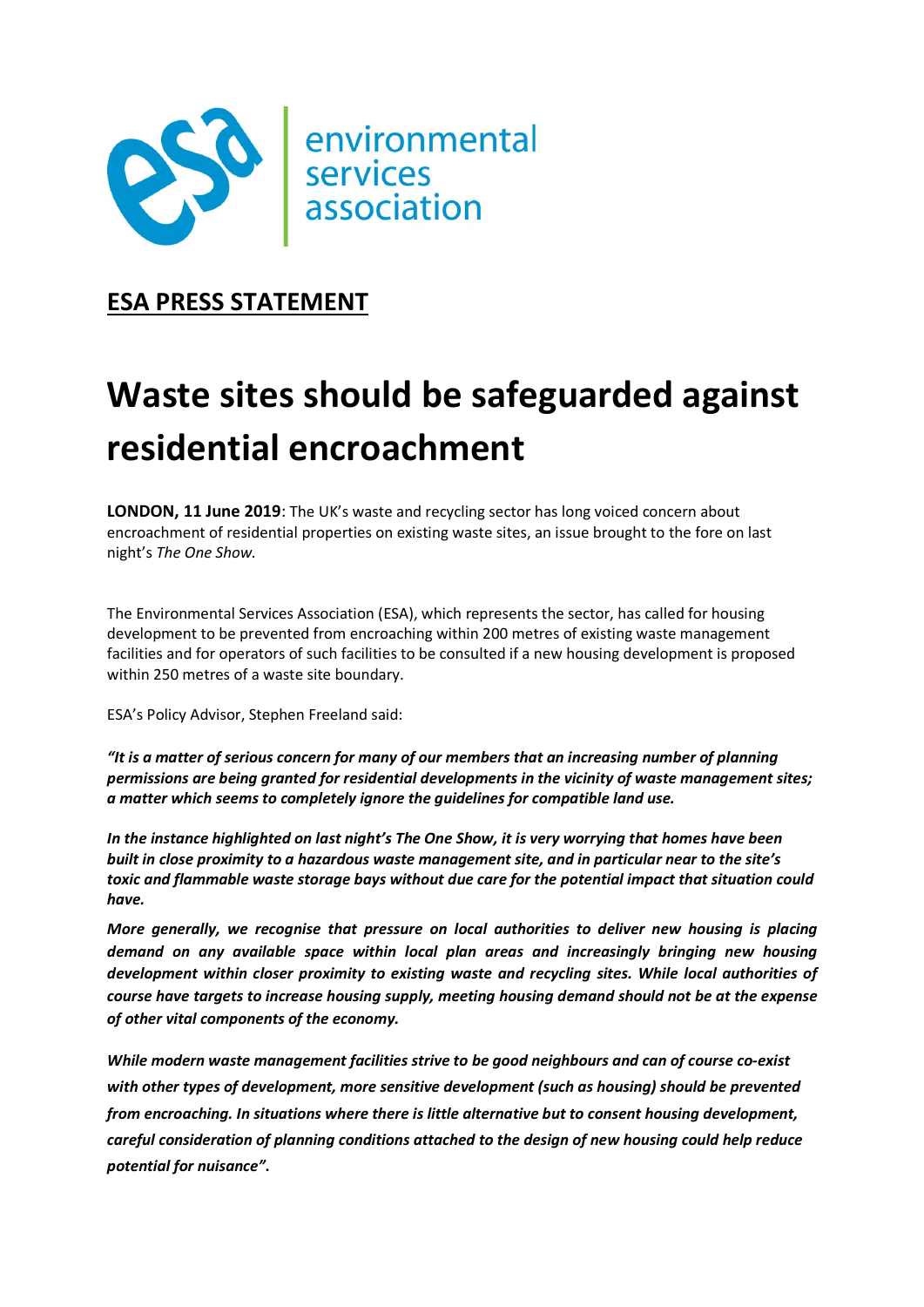environmental services association

**ESA PRESS STATEMENT**

# Waste sites should be safeguarded against residential encroachment

**LONDON, 11 June 2019**: The UK's waste and recycling sector has long voiced concern about encroachment of residential properties on existing waste sites, an issue brought to the fore on last night's *The One Show.*

The Environmental Services Association (ESA), which represents the sector, has called for housing development to be prevented from encroaching within 200 metres of existing waste management facilities and for operators of such facilities to be consulted if a new housing development is proposed within 250 metres of a waste site boundary.

ESA's Policy Advisor, Stephen Freeland said:

***"It is a matter of serious concern for many of our members that an increasing number of planning permissions are being granted for residential developments in the vicinity of waste management sites; a matter which seems to completely ignore the guidelines for compatible land use.***

***In the instance highlighted on last night's The One Show, it is very worrying that homes have been built in close proximity to a hazardous waste management site, and in particular near to the site's toxic and flammable waste storage bays without due care for the potential impact that situation could have.***

***More generally, we recognise that pressure on local authorities to deliver new housing is placing demand on any available space within local plan areas and increasingly bringing new housing development within closer proximity to existing waste and recycling sites. While local authorities of course have targets to increase housing supply, meeting housing demand should not be at the expense of other vital components of the economy.***

***While modern waste management facilities strive to be good neighbours and can of course co-exist with other types of development, more sensitive development (such as housing) should be prevented from encroaching. In situations where there is little alternative but to consent housing development, careful consideration of planning conditions attached to the design of new housing could help reduce potential for nuisance".***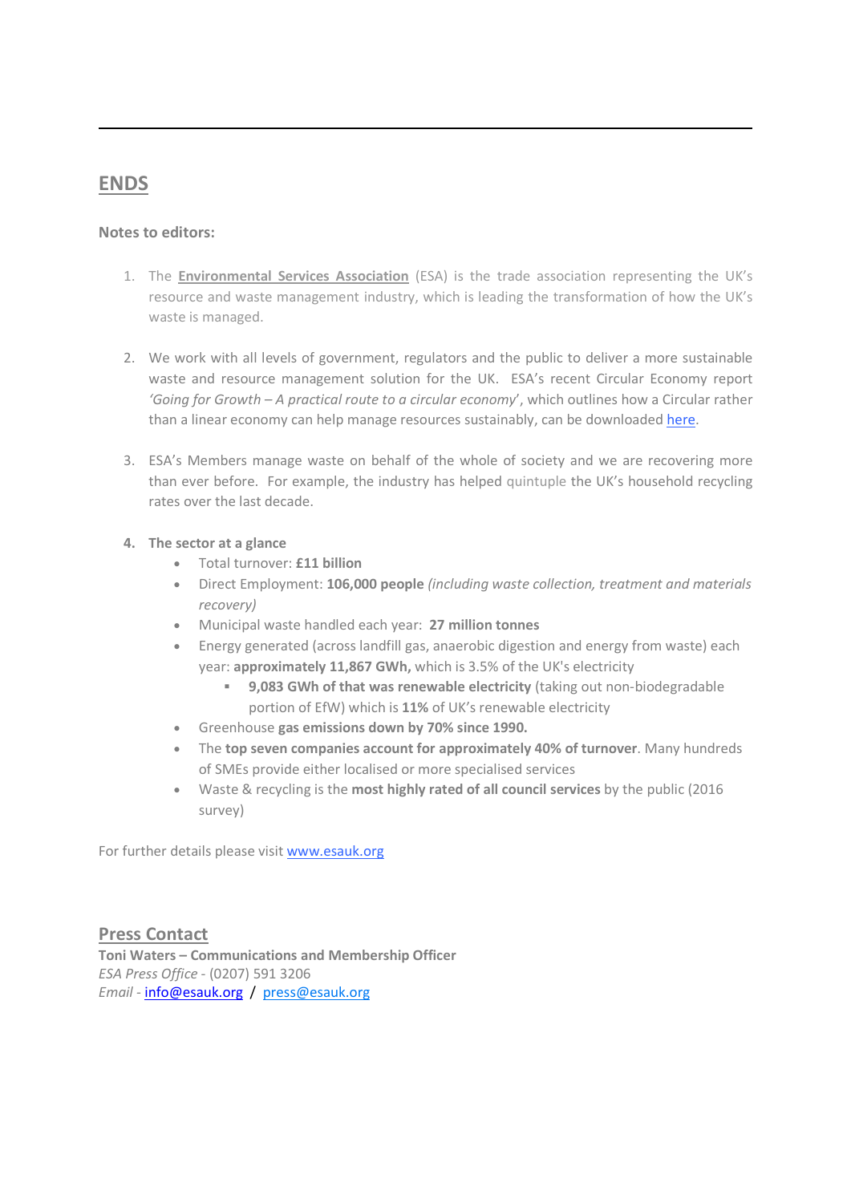---

## ENDS

**Notes to editors:**

1. The **Environmental Services Association** (ESA) is the trade association representing the UK's resource and waste management industry, which is leading the transformation of how the UK's waste is managed.

2. We work with all levels of government, regulators and the public to deliver a more sustainable waste and resource management solution for the UK. ESA's recent Circular Economy report *'Going for Growth – A practical route to a circular economy*', which outlines how a Circular rather than a linear economy can help manage resources sustainably, can be downloaded here.

3. ESA's Members manage waste on behalf of the whole of society and we are recovering more than ever before. For example, the industry has helped quintuple the UK's household recycling rates over the last decade.

4. **The sector at a glance**
   - Total turnover: **£11 billion**
   - Direct Employment: **106,000 people** *(including waste collection, treatment and materials recovery)*
   - Municipal waste handled each year: **27 million tonnes**
   - Energy generated (across landfill gas, anaerobic digestion and energy from waste) each year: **approximately 11,867 GWh,** which is 3.5% of the UK's electricity
     - **9,083 GWh of that was renewable electricity** (taking out non-biodegradable portion of EfW) which is **11%** of UK's renewable electricity
   - Greenhouse **gas emissions down by 70% since 1990.**
   - The **top seven companies account for approximately 40% of turnover**. Many hundreds of SMEs provide either localised or more specialised services
   - Waste & recycling is the **most highly rated of all council services** by the public (2016 survey)

For further details please visit www.esauk.org

## Press Contact

**Toni Waters – Communications and Membership Officer**
*ESA Press Office* - (0207) 591 3206
*Email* - info@esauk.org / press@esauk.org